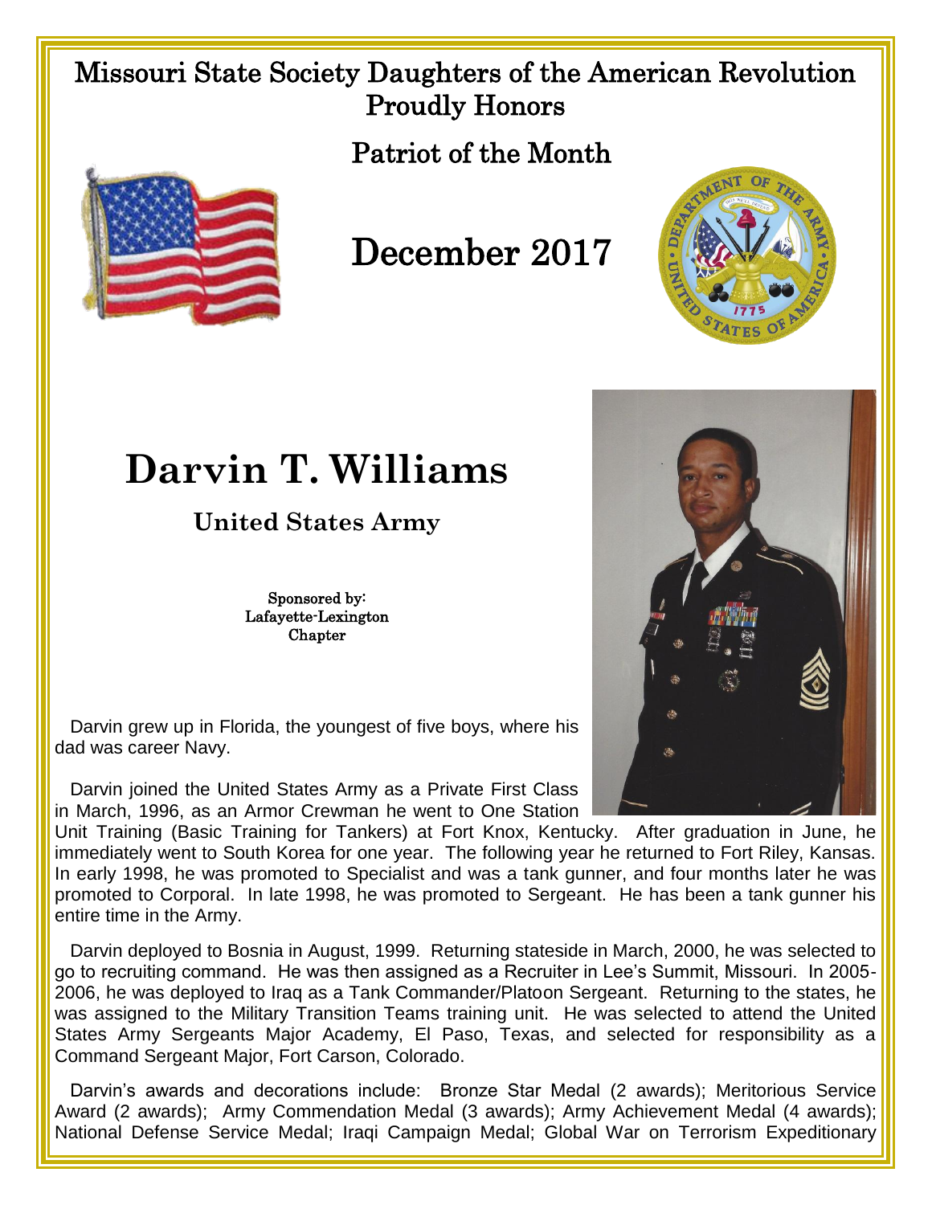# Missouri State Society Daughters of the American Revolution Proudly Honors

## Patriot of the Month

## December 2017

# Darvin T. Williams

### United States Army

Sponsored by:
Lafayette-Lexington
Chapter

Darvin grew up in Florida, the youngest of five boys, where his dad was career Navy.

Darvin joined the United States Army as a Private First Class in March, 1996, as an Armor Crewman he went to One Station Unit Training (Basic Training for Tankers) at Fort Knox, Kentucky. After graduation in June, he immediately went to South Korea for one year. The following year he returned to Fort Riley, Kansas. In early 1998, he was promoted to Specialist and was a tank gunner, and four months later he was promoted to Corporal. In late 1998, he was promoted to Sergeant. He has been a tank gunner his entire time in the Army.

Darvin deployed to Bosnia in August, 1999. Returning stateside in March, 2000, he was selected to go to recruiting command. He was then assigned as a Recruiter in Lee's Summit, Missouri. In 2005-2006, he was deployed to Iraq as a Tank Commander/Platoon Sergeant. Returning to the states, he was assigned to the Military Transition Teams training unit. He was selected to attend the United States Army Sergeants Major Academy, El Paso, Texas, and selected for responsibility as a Command Sergeant Major, Fort Carson, Colorado.

Darvin's awards and decorations include: Bronze Star Medal (2 awards); Meritorious Service Award (2 awards); Army Commendation Medal (3 awards); Army Achievement Medal (4 awards); National Defense Service Medal; Iraqi Campaign Medal; Global War on Terrorism Expeditionary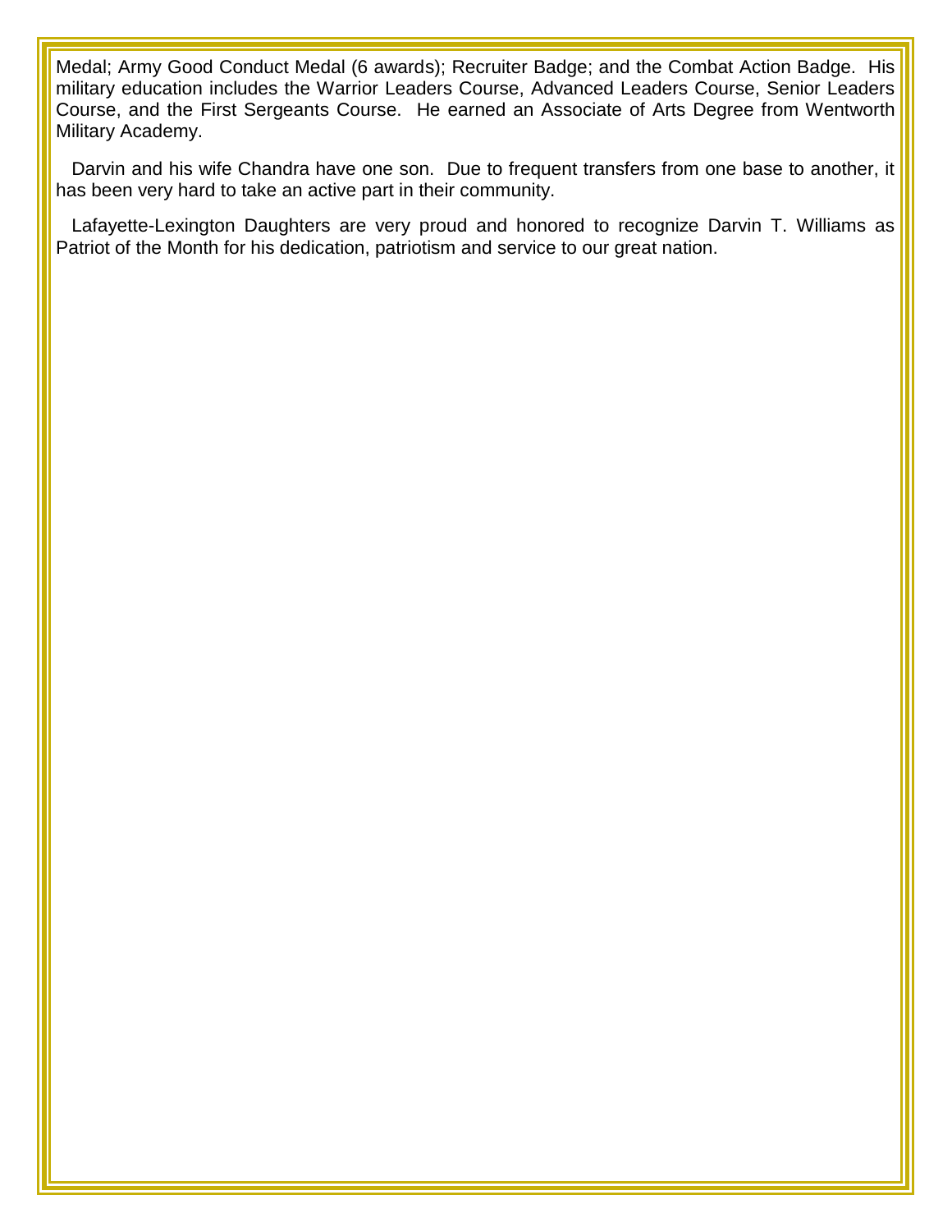Medal; Army Good Conduct Medal (6 awards); Recruiter Badge; and the Combat Action Badge. His military education includes the Warrior Leaders Course, Advanced Leaders Course, Senior Leaders Course, and the First Sergeants Course. He earned an Associate of Arts Degree from Wentworth Military Academy.

Darvin and his wife Chandra have one son. Due to frequent transfers from one base to another, it has been very hard to take an active part in their community.

Lafayette-Lexington Daughters are very proud and honored to recognize Darvin T. Williams as Patriot of the Month for his dedication, patriotism and service to our great nation.